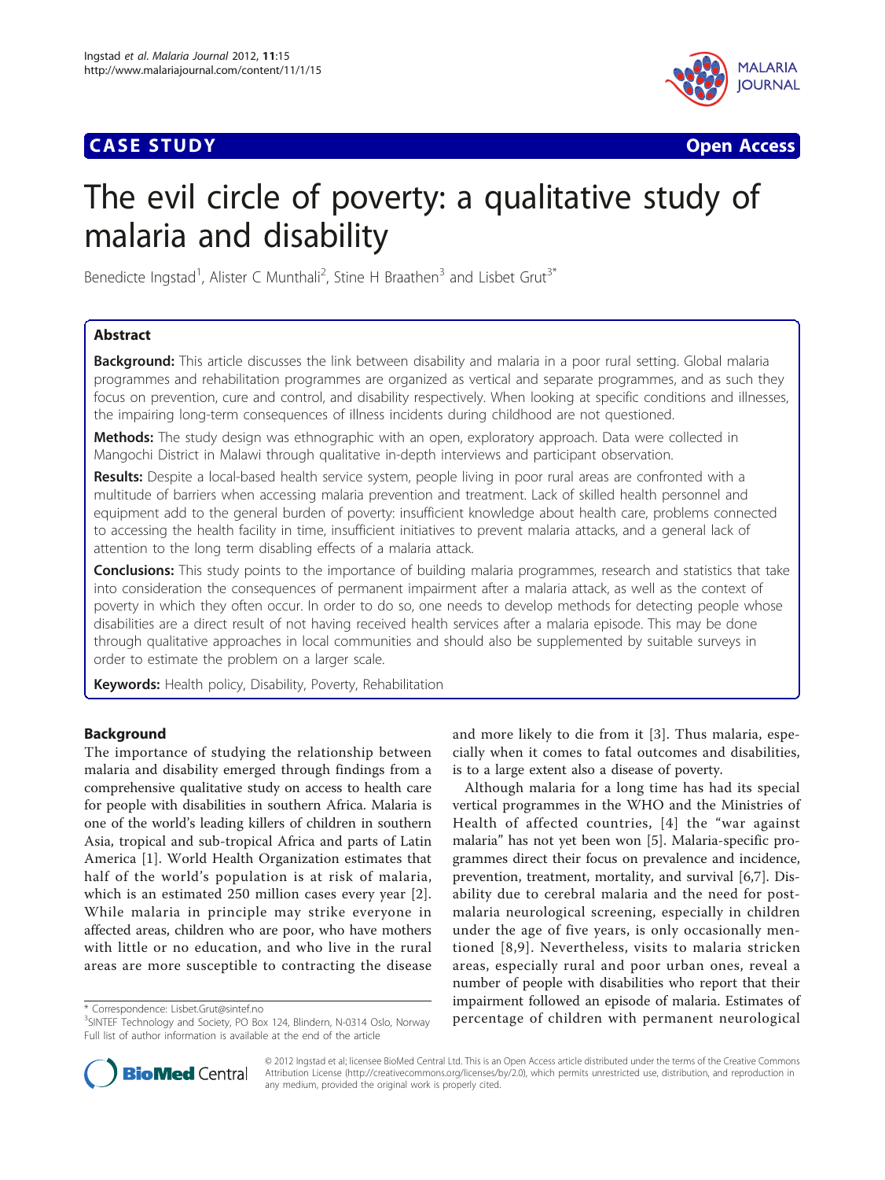CASE STUDY  Open Access

# The evil circle of poverty: a qualitative study of malaria and disability

Benedicte Ingstad[1], Alister C Munthali[2], Stine H Braathen[3] and Lisbet Grut[3*]

## Abstract

**Background:** This article discusses the link between disability and malaria in a poor rural setting. Global malaria programmes and rehabilitation programmes are organized as vertical and separate programmes, and as such they focus on prevention, cure and control, and disability respectively. When looking at specific conditions and illnesses, the impairing long-term consequences of illness incidents during childhood are not questioned.

**Methods:** The study design was ethnographic with an open, exploratory approach. Data were collected in Mangochi District in Malawi through qualitative in-depth interviews and participant observation.

**Results:** Despite a local-based health service system, people living in poor rural areas are confronted with a multitude of barriers when accessing malaria prevention and treatment. Lack of skilled health personnel and equipment add to the general burden of poverty: insufficient knowledge about health care, problems connected to accessing the health facility in time, insufficient initiatives to prevent malaria attacks, and a general lack of attention to the long term disabling effects of a malaria attack.

**Conclusions:** This study points to the importance of building malaria programmes, research and statistics that take into consideration the consequences of permanent impairment after a malaria attack, as well as the context of poverty in which they often occur. In order to do so, one needs to develop methods for detecting people whose disabilities are a direct result of not having received health services after a malaria episode. This may be done through qualitative approaches in local communities and should also be supplemented by suitable surveys in order to estimate the problem on a larger scale.

**Keywords:** Health policy, Disability, Poverty, Rehabilitation

## Background

The importance of studying the relationship between malaria and disability emerged through findings from a comprehensive qualitative study on access to health care for people with disabilities in southern Africa. Malaria is one of the world's leading killers of children in southern Asia, tropical and sub-tropical Africa and parts of Latin America [1]. World Health Organization estimates that half of the world's population is at risk of malaria, which is an estimated 250 million cases every year [2]. While malaria in principle may strike everyone in affected areas, children who are poor, who have mothers with little or no education, and who live in the rural areas are more susceptible to contracting the disease and more likely to die from it [3]. Thus malaria, especially when it comes to fatal outcomes and disabilities, is to a large extent also a disease of poverty.

Although malaria for a long time has had its special vertical programmes in the WHO and the Ministries of Health of affected countries, [4] the "war against malaria" has not yet been won [5]. Malaria-specific programmes direct their focus on prevalence and incidence, prevention, treatment, mortality, and survival [6,7]. Disability due to cerebral malaria and the need for post-malaria neurological screening, especially in children under the age of five years, is only occasionally mentioned [8,9]. Nevertheless, visits to malaria stricken areas, especially rural and poor urban ones, reveal a number of people with disabilities who report that their impairment followed an episode of malaria. Estimates of percentage of children with permanent neurological

\* Correspondence: Lisbet.Grut@sintef.no
[3]SINTEF Technology and Society, PO Box 124, Blindern, N-0314 Oslo, Norway
Full list of author information is available at the end of the article

© 2012 Ingstad et al; licensee BioMed Central Ltd. This is an Open Access article distributed under the terms of the Creative Commons Attribution License (http://creativecommons.org/licenses/by/2.0), which permits unrestricted use, distribution, and reproduction in any medium, provided the original work is properly cited.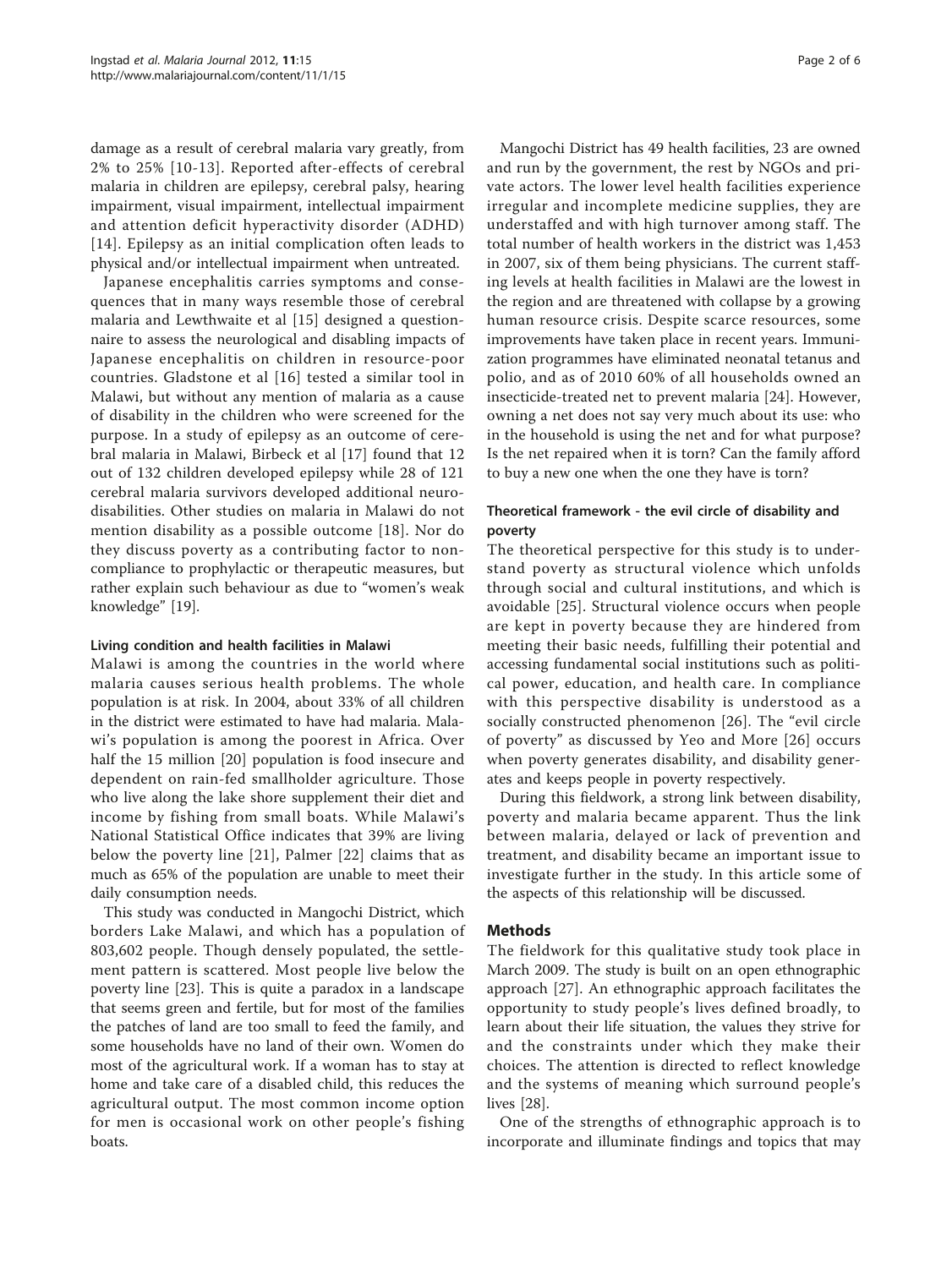damage as a result of cerebral malaria vary greatly, from 2% to 25% [10-13]. Reported after-effects of cerebral malaria in children are epilepsy, cerebral palsy, hearing impairment, visual impairment, intellectual impairment and attention deficit hyperactivity disorder (ADHD) [14]. Epilepsy as an initial complication often leads to physical and/or intellectual impairment when untreated.

Japanese encephalitis carries symptoms and consequences that in many ways resemble those of cerebral malaria and Lewthwaite et al [15] designed a questionnaire to assess the neurological and disabling impacts of Japanese encephalitis on children in resource-poor countries. Gladstone et al [16] tested a similar tool in Malawi, but without any mention of malaria as a cause of disability in the children who were screened for the purpose. In a study of epilepsy as an outcome of cerebral malaria in Malawi, Birbeck et al [17] found that 12 out of 132 children developed epilepsy while 28 of 121 cerebral malaria survivors developed additional neurodisabilities. Other studies on malaria in Malawi do not mention disability as a possible outcome [18]. Nor do they discuss poverty as a contributing factor to non-compliance to prophylactic or therapeutic measures, but rather explain such behaviour as due to "women's weak knowledge" [19].

#### Living condition and health facilities in Malawi

Malawi is among the countries in the world where malaria causes serious health problems. The whole population is at risk. In 2004, about 33% of all children in the district were estimated to have had malaria. Malawi's population is among the poorest in Africa. Over half the 15 million [20] population is food insecure and dependent on rain-fed smallholder agriculture. Those who live along the lake shore supplement their diet and income by fishing from small boats. While Malawi's National Statistical Office indicates that 39% are living below the poverty line [21], Palmer [22] claims that as much as 65% of the population are unable to meet their daily consumption needs.

This study was conducted in Mangochi District, which borders Lake Malawi, and which has a population of 803,602 people. Though densely populated, the settlement pattern is scattered. Most people live below the poverty line [23]. This is quite a paradox in a landscape that seems green and fertile, but for most of the families the patches of land are too small to feed the family, and some households have no land of their own. Women do most of the agricultural work. If a woman has to stay at home and take care of a disabled child, this reduces the agricultural output. The most common income option for men is occasional work on other people's fishing boats.

Mangochi District has 49 health facilities, 23 are owned and run by the government, the rest by NGOs and private actors. The lower level health facilities experience irregular and incomplete medicine supplies, they are understaffed and with high turnover among staff. The total number of health workers in the district was 1,453 in 2007, six of them being physicians. The current staffing levels at health facilities in Malawi are the lowest in the region and are threatened with collapse by a growing human resource crisis. Despite scarce resources, some improvements have taken place in recent years. Immunization programmes have eliminated neonatal tetanus and polio, and as of 2010 60% of all households owned an insecticide-treated net to prevent malaria [24]. However, owning a net does not say very much about its use: who in the household is using the net and for what purpose? Is the net repaired when it is torn? Can the family afford to buy a new one when the one they have is torn?

#### Theoretical framework - the evil circle of disability and poverty

The theoretical perspective for this study is to understand poverty as structural violence which unfolds through social and cultural institutions, and which is avoidable [25]. Structural violence occurs when people are kept in poverty because they are hindered from meeting their basic needs, fulfilling their potential and accessing fundamental social institutions such as political power, education, and health care. In compliance with this perspective disability is understood as a socially constructed phenomenon [26]. The "evil circle of poverty" as discussed by Yeo and More [26] occurs when poverty generates disability, and disability generates and keeps people in poverty respectively.

During this fieldwork, a strong link between disability, poverty and malaria became apparent. Thus the link between malaria, delayed or lack of prevention and treatment, and disability became an important issue to investigate further in the study. In this article some of the aspects of this relationship will be discussed.

## Methods

The fieldwork for this qualitative study took place in March 2009. The study is built on an open ethnographic approach [27]. An ethnographic approach facilitates the opportunity to study people's lives defined broadly, to learn about their life situation, the values they strive for and the constraints under which they make their choices. The attention is directed to reflect knowledge and the systems of meaning which surround people's lives [28].

One of the strengths of ethnographic approach is to incorporate and illuminate findings and topics that may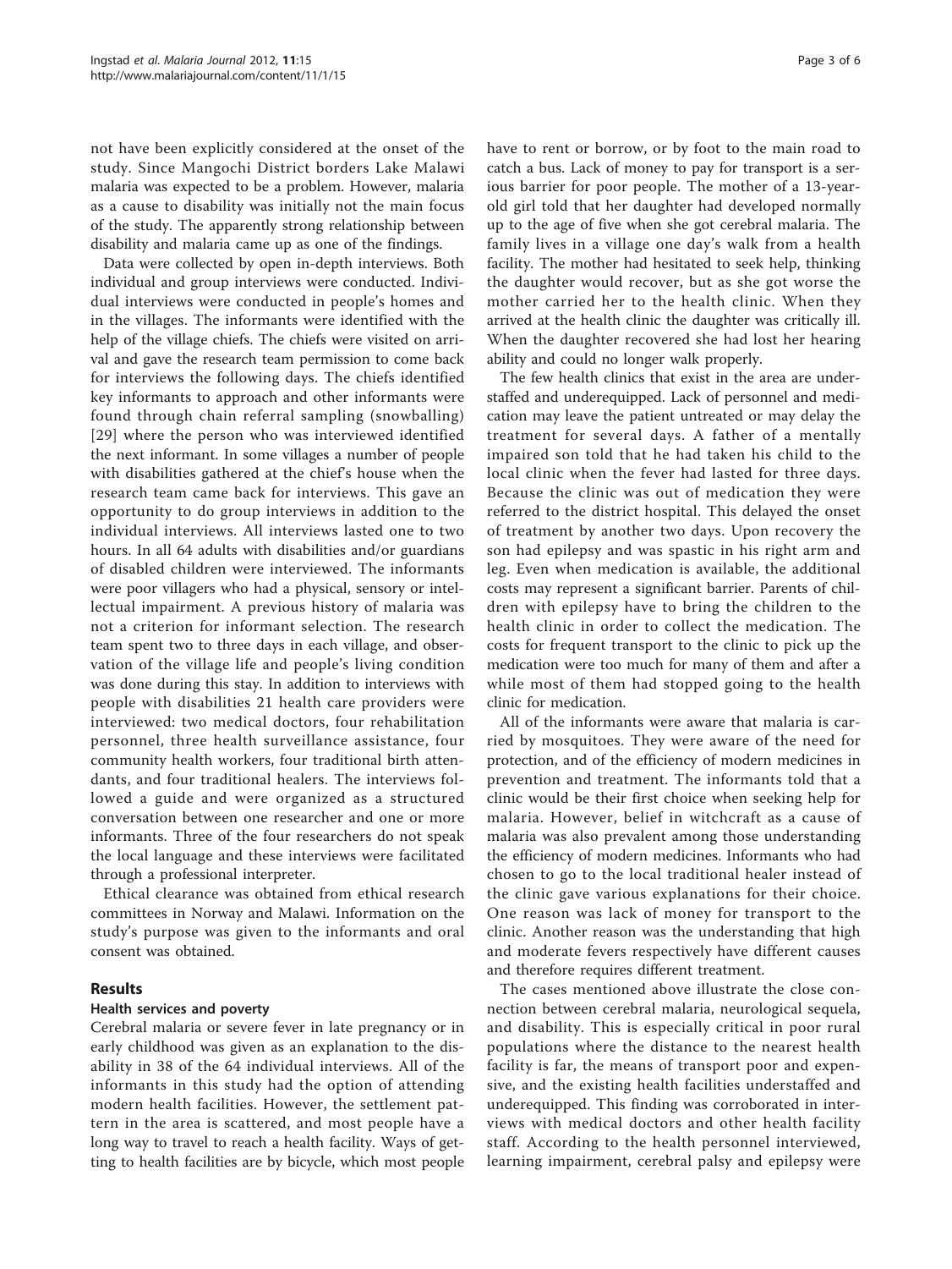not have been explicitly considered at the onset of the study. Since Mangochi District borders Lake Malawi malaria was expected to be a problem. However, malaria as a cause to disability was initially not the main focus of the study. The apparently strong relationship between disability and malaria came up as one of the findings.

Data were collected by open in-depth interviews. Both individual and group interviews were conducted. Individual interviews were conducted in people's homes and in the villages. The informants were identified with the help of the village chiefs. The chiefs were visited on arrival and gave the research team permission to come back for interviews the following days. The chiefs identified key informants to approach and other informants were found through chain referral sampling (snowballing) [29] where the person who was interviewed identified the next informant. In some villages a number of people with disabilities gathered at the chief's house when the research team came back for interviews. This gave an opportunity to do group interviews in addition to the individual interviews. All interviews lasted one to two hours. In all 64 adults with disabilities and/or guardians of disabled children were interviewed. The informants were poor villagers who had a physical, sensory or intellectual impairment. A previous history of malaria was not a criterion for informant selection. The research team spent two to three days in each village, and observation of the village life and people's living condition was done during this stay. In addition to interviews with people with disabilities 21 health care providers were interviewed: two medical doctors, four rehabilitation personnel, three health surveillance assistance, four community health workers, four traditional birth attendants, and four traditional healers. The interviews followed a guide and were organized as a structured conversation between one researcher and one or more informants. Three of the four researchers do not speak the local language and these interviews were facilitated through a professional interpreter.

Ethical clearance was obtained from ethical research committees in Norway and Malawi. Information on the study's purpose was given to the informants and oral consent was obtained.

## Results

### Health services and poverty

Cerebral malaria or severe fever in late pregnancy or in early childhood was given as an explanation to the disability in 38 of the 64 individual interviews. All of the informants in this study had the option of attending modern health facilities. However, the settlement pattern in the area is scattered, and most people have a long way to travel to reach a health facility. Ways of getting to health facilities are by bicycle, which most people have to rent or borrow, or by foot to the main road to catch a bus. Lack of money to pay for transport is a serious barrier for poor people. The mother of a 13-year-old girl told that her daughter had developed normally up to the age of five when she got cerebral malaria. The family lives in a village one day's walk from a health facility. The mother had hesitated to seek help, thinking the daughter would recover, but as she got worse the mother carried her to the health clinic. When they arrived at the health clinic the daughter was critically ill. When the daughter recovered she had lost her hearing ability and could no longer walk properly.

The few health clinics that exist in the area are understaffed and underequipped. Lack of personnel and medication may leave the patient untreated or may delay the treatment for several days. A father of a mentally impaired son told that he had taken his child to the local clinic when the fever had lasted for three days. Because the clinic was out of medication they were referred to the district hospital. This delayed the onset of treatment by another two days. Upon recovery the son had epilepsy and was spastic in his right arm and leg. Even when medication is available, the additional costs may represent a significant barrier. Parents of children with epilepsy have to bring the children to the health clinic in order to collect the medication. The costs for frequent transport to the clinic to pick up the medication were too much for many of them and after a while most of them had stopped going to the health clinic for medication.

All of the informants were aware that malaria is carried by mosquitoes. They were aware of the need for protection, and of the efficiency of modern medicines in prevention and treatment. The informants told that a clinic would be their first choice when seeking help for malaria. However, belief in witchcraft as a cause of malaria was also prevalent among those understanding the efficiency of modern medicines. Informants who had chosen to go to the local traditional healer instead of the clinic gave various explanations for their choice. One reason was lack of money for transport to the clinic. Another reason was the understanding that high and moderate fevers respectively have different causes and therefore requires different treatment.

The cases mentioned above illustrate the close connection between cerebral malaria, neurological sequela, and disability. This is especially critical in poor rural populations where the distance to the nearest health facility is far, the means of transport poor and expensive, and the existing health facilities understaffed and underequipped. This finding was corroborated in interviews with medical doctors and other health facility staff. According to the health personnel interviewed, learning impairment, cerebral palsy and epilepsy were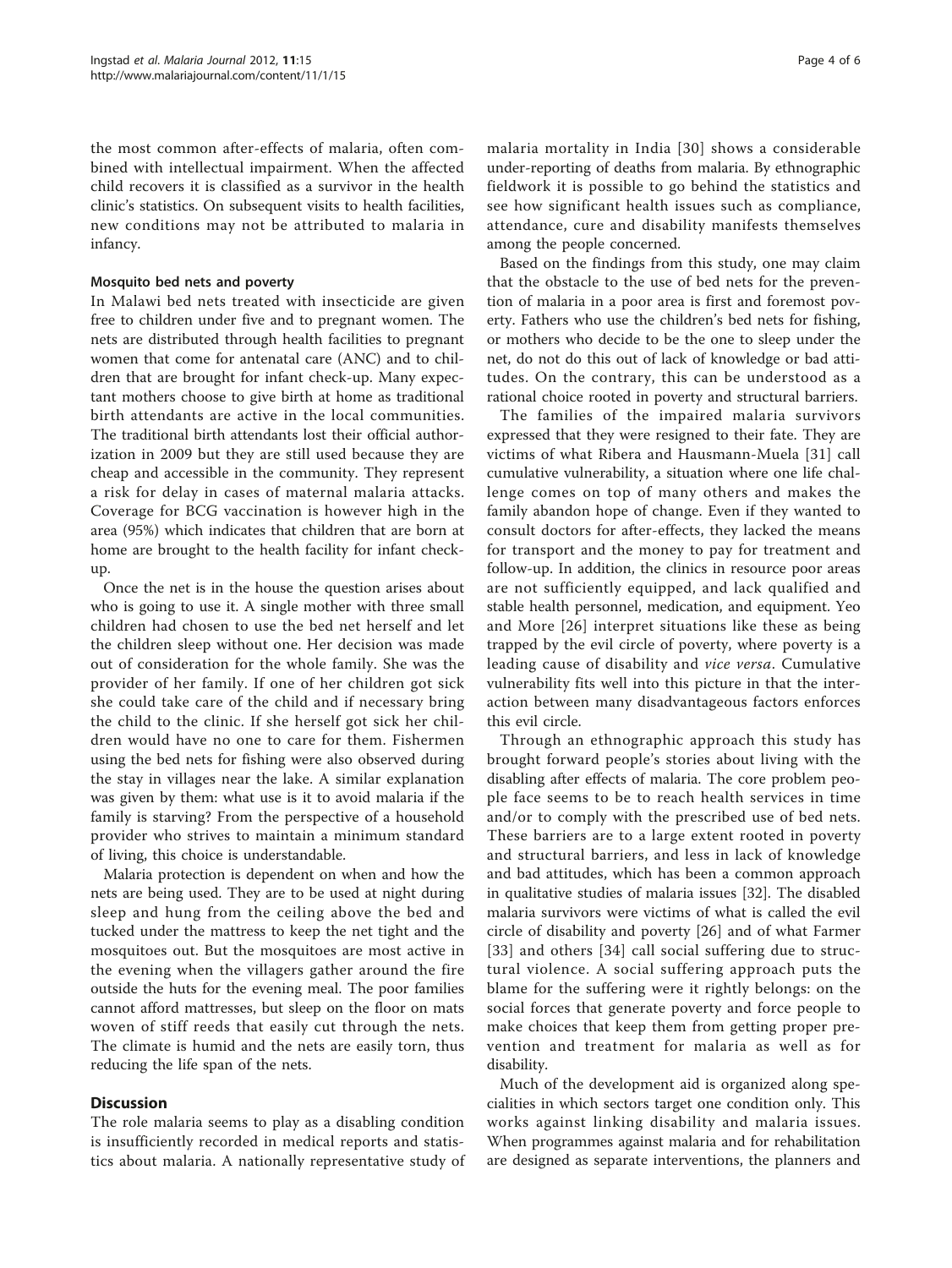the most common after-effects of malaria, often combined with intellectual impairment. When the affected child recovers it is classified as a survivor in the health clinic's statistics. On subsequent visits to health facilities, new conditions may not be attributed to malaria in infancy.

#### Mosquito bed nets and poverty

In Malawi bed nets treated with insecticide are given free to children under five and to pregnant women. The nets are distributed through health facilities to pregnant women that come for antenatal care (ANC) and to children that are brought for infant check-up. Many expectant mothers choose to give birth at home as traditional birth attendants are active in the local communities. The traditional birth attendants lost their official authorization in 2009 but they are still used because they are cheap and accessible in the community. They represent a risk for delay in cases of maternal malaria attacks. Coverage for BCG vaccination is however high in the area (95%) which indicates that children that are born at home are brought to the health facility for infant check-up.

Once the net is in the house the question arises about who is going to use it. A single mother with three small children had chosen to use the bed net herself and let the children sleep without one. Her decision was made out of consideration for the whole family. She was the provider of her family. If one of her children got sick she could take care of the child and if necessary bring the child to the clinic. If she herself got sick her children would have no one to care for them. Fishermen using the bed nets for fishing were also observed during the stay in villages near the lake. A similar explanation was given by them: what use is it to avoid malaria if the family is starving? From the perspective of a household provider who strives to maintain a minimum standard of living, this choice is understandable.

Malaria protection is dependent on when and how the nets are being used. They are to be used at night during sleep and hung from the ceiling above the bed and tucked under the mattress to keep the net tight and the mosquitoes out. But the mosquitoes are most active in the evening when the villagers gather around the fire outside the huts for the evening meal. The poor families cannot afford mattresses, but sleep on the floor on mats woven of stiff reeds that easily cut through the nets. The climate is humid and the nets are easily torn, thus reducing the life span of the nets.

## Discussion

The role malaria seems to play as a disabling condition is insufficiently recorded in medical reports and statistics about malaria. A nationally representative study of malaria mortality in India [30] shows a considerable under-reporting of deaths from malaria. By ethnographic fieldwork it is possible to go behind the statistics and see how significant health issues such as compliance, attendance, cure and disability manifests themselves among the people concerned.

Based on the findings from this study, one may claim that the obstacle to the use of bed nets for the prevention of malaria in a poor area is first and foremost poverty. Fathers who use the children's bed nets for fishing, or mothers who decide to be the one to sleep under the net, do not do this out of lack of knowledge or bad attitudes. On the contrary, this can be understood as a rational choice rooted in poverty and structural barriers.

The families of the impaired malaria survivors expressed that they were resigned to their fate. They are victims of what Ribera and Hausmann-Muela [31] call cumulative vulnerability, a situation where one life challenge comes on top of many others and makes the family abandon hope of change. Even if they wanted to consult doctors for after-effects, they lacked the means for transport and the money to pay for treatment and follow-up. In addition, the clinics in resource poor areas are not sufficiently equipped, and lack qualified and stable health personnel, medication, and equipment. Yeo and More [26] interpret situations like these as being trapped by the evil circle of poverty, where poverty is a leading cause of disability and *vice versa*. Cumulative vulnerability fits well into this picture in that the interaction between many disadvantageous factors enforces this evil circle.

Through an ethnographic approach this study has brought forward people's stories about living with the disabling after effects of malaria. The core problem people face seems to be to reach health services in time and/or to comply with the prescribed use of bed nets. These barriers are to a large extent rooted in poverty and structural barriers, and less in lack of knowledge and bad attitudes, which has been a common approach in qualitative studies of malaria issues [32]. The disabled malaria survivors were victims of what is called the evil circle of disability and poverty [26] and of what Farmer [33] and others [34] call social suffering due to structural violence. A social suffering approach puts the blame for the suffering were it rightly belongs: on the social forces that generate poverty and force people to make choices that keep them from getting proper prevention and treatment for malaria as well as for disability.

Much of the development aid is organized along specialities in which sectors target one condition only. This works against linking disability and malaria issues. When programmes against malaria and for rehabilitation are designed as separate interventions, the planners and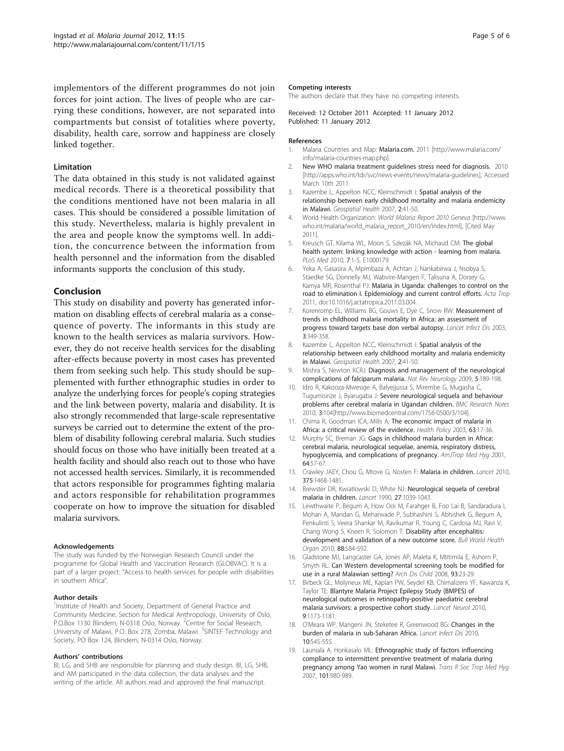implementors of the different programmes do not join forces for joint action. The lives of people who are carrying these conditions, however, are not separated into compartments but consist of totalities where poverty, disability, health care, sorrow and happiness are closely linked together.

### Limitation

The data obtained in this study is not validated against medical records. There is a theoretical possibility that the conditions mentioned have not been malaria in all cases. This should be considered a possible limitation of this study. Nevertheless, malaria is highly prevalent in the area and people know the symptoms well. In addition, the concurrence between the information from health personnel and the information from the disabled informants supports the conclusion of this study.

## Conclusion

This study on disability and poverty has generated information on disabling effects of cerebral malaria as a consequence of poverty. The informants in this study are known to the health services as malaria survivors. However, they do not receive health services for the disabling after-effects because poverty in most cases has prevented them from seeking such help. This study should be supplemented with further ethnographic studies in order to analyze the underlying forces for people's coping strategies and the link between poverty, malaria and disability. It is also strongly recommended that large-scale representative surveys be carried out to determine the extent of the problem of disability following cerebral malaria. Such studies should focus on those who have initially been treated at a health facility and should also reach out to those who have not accessed health services. Similarly, it is recommended that actors responsible for programmes fighting malaria and actors responsible for rehabilitation programmes cooperate on how to improve the situation for disabled malaria survivors.

#### Acknowledgements

The study was funded by the Norwegian Research Council under the programme for Global Health and Vaccination Research (GLOBVAC). It is a part of a larger project: "Access to health services for people with disabilities in southern Africa".

#### Author details

[1]Institute of Health and Society, Department of General Practice and Community Medicine, Section for Medical Anthropology, University of Oslo, P.O.Box 1130 Blindern, N-0318 Oslo, Norway. [2]Centre for Social Research, University of Malawi, P.O. Box 278, Zomba, Malawi. [3]SINTEF Technology and Society, PO Box 124, Blindern, N-0314 Oslo, Norway.

#### Authors' contributions

BI, LG, and SHB are responsible for planning and study design. BI, LG, SHB, and AM participated in the data collection, the data analyses and the writing of the article. All authors read and approved the final manuscript.

#### Competing interests

The authors declare that they have no competing interests.

Received: 12 October 2011 Accepted: 11 January 2012
Published: 11 January 2012

#### References

1. Malaria Countries and Map: **Malaria.com.** 2011 [http://www.malaria.com/info/malaria-countries-map.php].
2. **New WHO malaria treatment guidelines stress need for diagnosis.** 2010 [http://apps.who.int/tdr/svc/news-events/news/malaria-guidelines], Accessed March 10th 2011.
3. Kazembe L, Appelton NCC, Kleinschmidt I: **Spatial analysis of the relationship between early childhood mortality and malaria endemicity in Malawi.** *Geospatial Health* 2007, **2**:41-50.
4. World Health Organization: *World Malaria Report 2010 Geneva* [http://www.who.int/malaria/world_malaria_report_2010/en/index.html], [Cited May 2011].
5. Kreusch GT, Kilama WL, Moon S, Szlezák NA, Michaud CM: **The global health system: linking knowledge with action - learning from malaria.** *PLoS Med* 2010, **7**:1-5, E1000179.
6. Yeka A, Gasasira A, Mpimbaza A, Achtan J, Nankabirwa J, Nsobya S, Staedke SG, Donnelly MJ, Wabvire-Mangen F, Talisuna A, Dorsey G, Kamya MR, Rosenthal PJ: **Malaria in Uganda: challenges to control on the road to elimination I. Epidemiology and current control efforts.** *Acta Trop* 2011, doi:10.1016/j.actatropica.2011.03.004.
7. Korenromp EL, Williams BG, Gouws E, Dye C, Snow RW: **Measurement of trends in childhood malaria mortality in Africa: an assessment of progress toward targets base don verbal autopsy.** *Lancet Infect Dis* 2003, **3**:349-358.
8. Kazembe L, Appelton NCC, Kleinschmidt I: **Spatial analysis of the relationship between early childhood mortality and malaria endemicity in Malawi.** *Geospatial Health* 2007, **2**:41-50.
9. Mishra S, Newton KCRJ: **Diagnosis and management of the neurological complications of falciparum malaria.** *Nat Rev Neurology* 2009, **5**:189-198.
10. Idro R, Kakooza-Mwesige A, Balyejjussa S, Mirembe G, Mugasha C, Tugumisirize J, Byarugaba J: **Severe neurological sequela and behaviour problems after cerebral malaria in Ugandan children.** *BMC Research Notes* 2010, **3**:104[http://www.biomedcentral.com/1756-0500/3/104].
11. Chima R, Goodman ICA, Mills A: **The economic impact of malaria in Africa: a critical review of the evidence.** *Health Policy* 2003, **63**:17-36.
12. Murphy SC, Breman JG: **Gaps in childhood malaria burden in Africa: cerebral malaria, neurological sequelae, anemia, respiratory distress, hypoglycemia, and complications of pregnancy.** *AmJTrop Med Hyg* 2001, **64**:57-67.
13. Crawley JAEY, Chou G, Mtove G, Nosten F: **Malaria in children.** *Lancet* 2010, **375**:1468-1481.
14. Brewster DR, Kwiatlowski D, White NJ: **Neurological sequela of cerebral malaria in children.** *Lancet* 1990, **27**:1039-1043.
15. Lewthwaite P, Begum A, How Ooi M, Farahger B, Foo Lai B, Sandaradura I, Mohan A, Mandan G, Meharwade P, Subhashini S, Abhishek G, Begum A, Penkulinti S, Veera Shankar M, Ravikumar R, Young C, Cardosa MJ, Ravi V, Chang Wong S, Kneen R, Solomon T: **Disability after encephalitis: development and validation of a new outcome score.** *Bull World Health Organ* 2010, **88**:584-592.
16. Gladstone MJ, Langcaster GA, Jones AP, Maleta K, Mtitimila E, Ashorn P, Smyth RL: **Can Western developmental screening tools be modified for use in a rural Malawian setting?** *Arch Dis Child* 2008, **93**:23-29.
17. Birbeck GL, Molyneux ME, Kaplan PW, Seydel KB, Chimalizeni YF, Kawanza K, Taylor TE: **Blantyre Malaria Project Epilepsy Study (BMPES) of neurological outcomes in retinopathy-positive paediatric cerebral malaria survivors: a prospective cohort study.** *Lancet Neurol* 2010, **9**:1173-1181.
18. O'Meara WP, Mangeni JN, Steketee R, Greenwood BG: **Changes in the burden of malaria in sub-Saharan Africa.** *Lancet Infect Dis* 2010, **10**:545-555.
19. Launiala A, Honkasalo ML: **Ethnographic study of factors influencing compliance to intermittent preventive treatment of malaria during pregnancy among Yao women in rural Malawi.** *Trans R Soc Trop Med Hyg* 2007, **101**:980-989.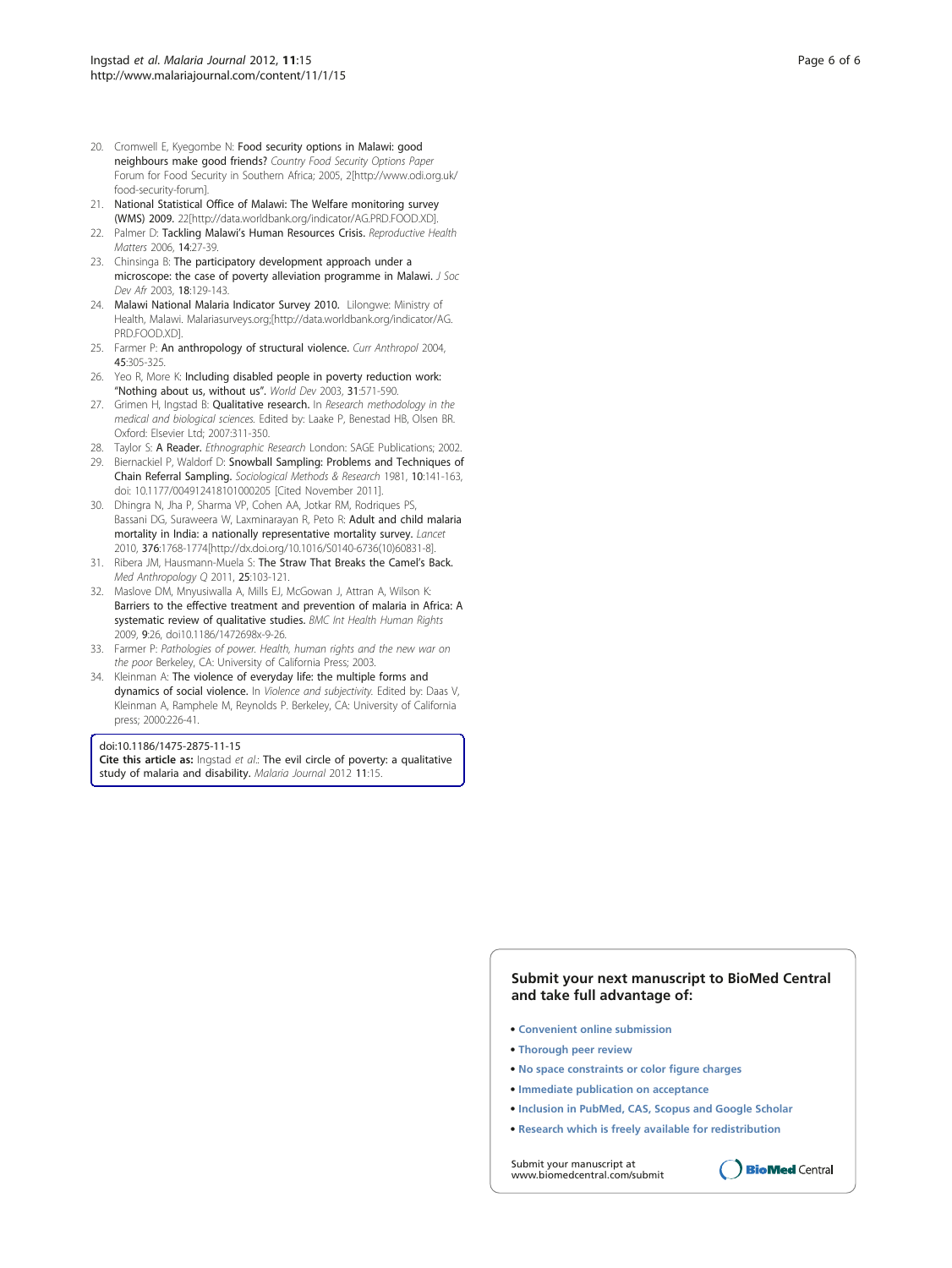20. Cromwell E, Kyegombe N: **Food security options in Malawi: good neighbours make good friends?** *Country Food Security Options Paper* Forum for Food Security in Southern Africa; 2005, 2[http://www.odi.org.uk/food-security-forum].
21. **National Statistical Office of Malawi: The Welfare monitoring survey (WMS) 2009.** 22[http://data.worldbank.org/indicator/AG.PRD.FOOD.XD].
22. Palmer D: **Tackling Malawi's Human Resources Crisis.** *Reproductive Health Matters* 2006, **14**:27-39.
23. Chinsinga B: **The participatory development approach under a microscope: the case of poverty alleviation programme in Malawi.** *J Soc Dev Afr* 2003, **18**:129-143.
24. **Malawi National Malaria Indicator Survey 2010.** Lilongwe: Ministry of Health, Malawi. Malariasurveys.org;[http://data.worldbank.org/indicator/AG.PRD.FOOD.XD].
25. Farmer P: **An anthropology of structural violence.** *Curr Anthropol* 2004, **45**:305-325.
26. Yeo R, More K: **Including disabled people in poverty reduction work: "Nothing about us, without us".** *World Dev* 2003, **31**:571-590.
27. Grimen H, Ingstad B: **Qualitative research.** In *Research methodology in the medical and biological sciences.* Edited by: Laake P, Benestad HB, Olsen BR. Oxford: Elsevier Ltd; 2007:311-350.
28. Taylor S: **A Reader.** *Ethnographic Research* London: SAGE Publications; 2002.
29. Biernackiel P, Waldorf D: **Snowball Sampling: Problems and Techniques of Chain Referral Sampling.** *Sociological Methods & Research* 1981, **10**:141-163, doi: 10.1177/004912418101000205 [Cited November 2011].
30. Dhingra N, Jha P, Sharma VP, Cohen AA, Jotkar RM, Rodriques PS, Bassani DG, Suraweera W, Laxminarayan R, Peto R: **Adult and child malaria mortality in India: a nationally representative mortality survey.** *Lancet* 2010, **376**:1768-1774[http://dx.doi.org/10.1016/S0140-6736(10)60831-8].
31. Ribera JM, Hausmann-Muela S: **The Straw That Breaks the Camel's Back.** *Med Anthropology Q* 2011, **25**:103-121.
32. Maslove DM, Mnyusiwalla A, Mills EJ, McGowan J, Attran A, Wilson K: **Barriers to the effective treatment and prevention of malaria in Africa: A systematic review of qualitative studies.** *BMC Int Health Human Rights* 2009, **9**:26, doi10.1186/1472698x-9-26.
33. Farmer P: *Pathologies of power. Health, human rights and the new war on the poor* Berkeley, CA: University of California Press; 2003.
34. Kleinman A: **The violence of everyday life: the multiple forms and dynamics of social violence.** In *Violence and subjectivity.* Edited by: Daas V, Kleinman A, Ramphele M, Reynolds P. Berkeley, CA: University of California press; 2000:226-41.

doi:10.1186/1475-2875-11-15
**Cite this article as:** Ingstad *et al.*: The evil circle of poverty: a qualitative study of malaria and disability. *Malaria Journal* 2012 **11**:15.

**Submit your next manuscript to BioMed Central and take full advantage of:**

- Convenient online submission
- Thorough peer review
- No space constraints or color figure charges
- Immediate publication on acceptance
- Inclusion in PubMed, CAS, Scopus and Google Scholar
- Research which is freely available for redistribution

Submit your manuscript at www.biomedcentral.com/submit

BioMed Central